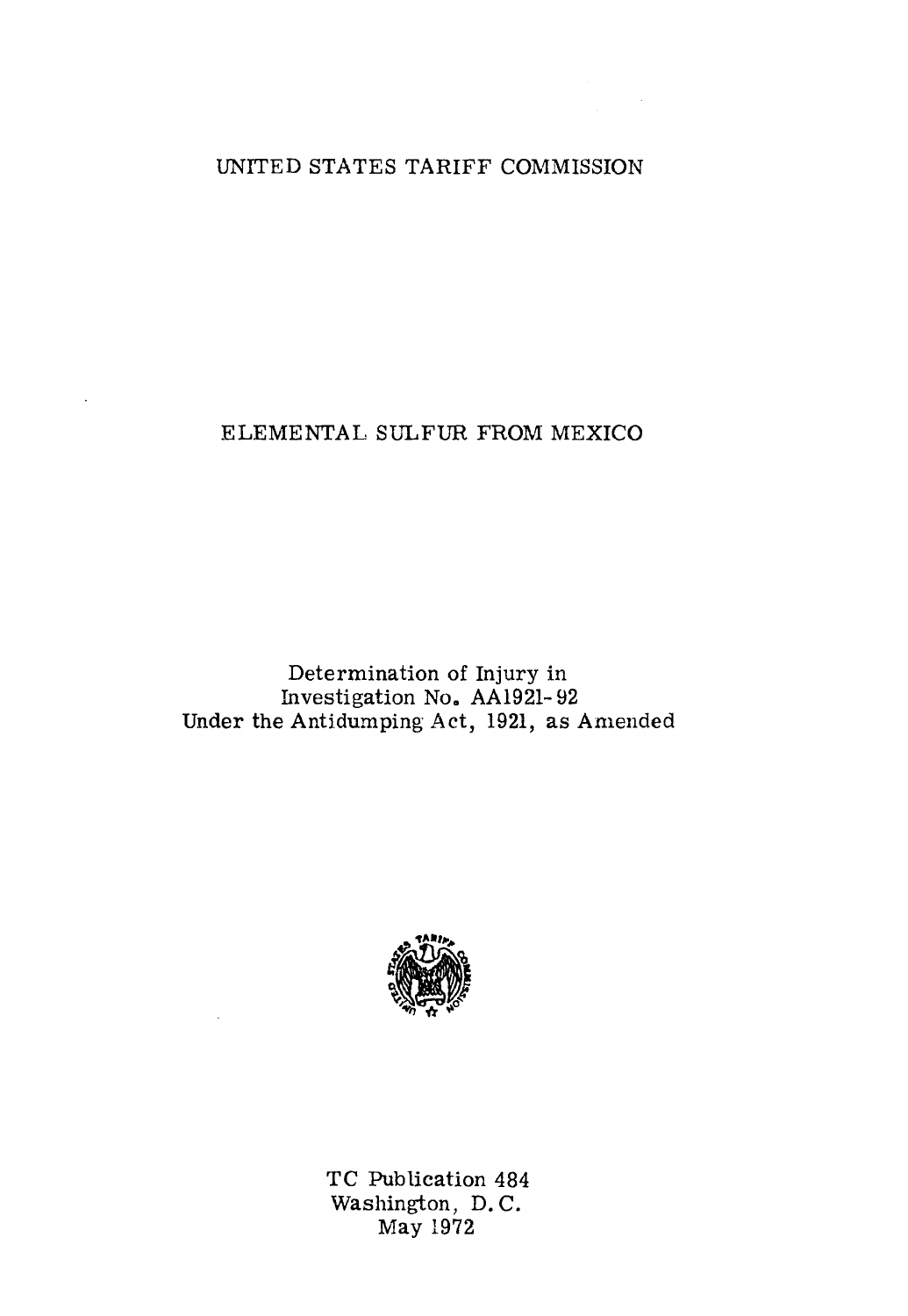# UNITED STATES TARIFF COMMISSION

## ELEMENTAL SULFUR FROM MEXICO

Determination of Injury in
Investigation No. AA1921-92
Under the Antidumping Act, 1921, as Amended

TC Publication 484
Washington, D.C.
May 1972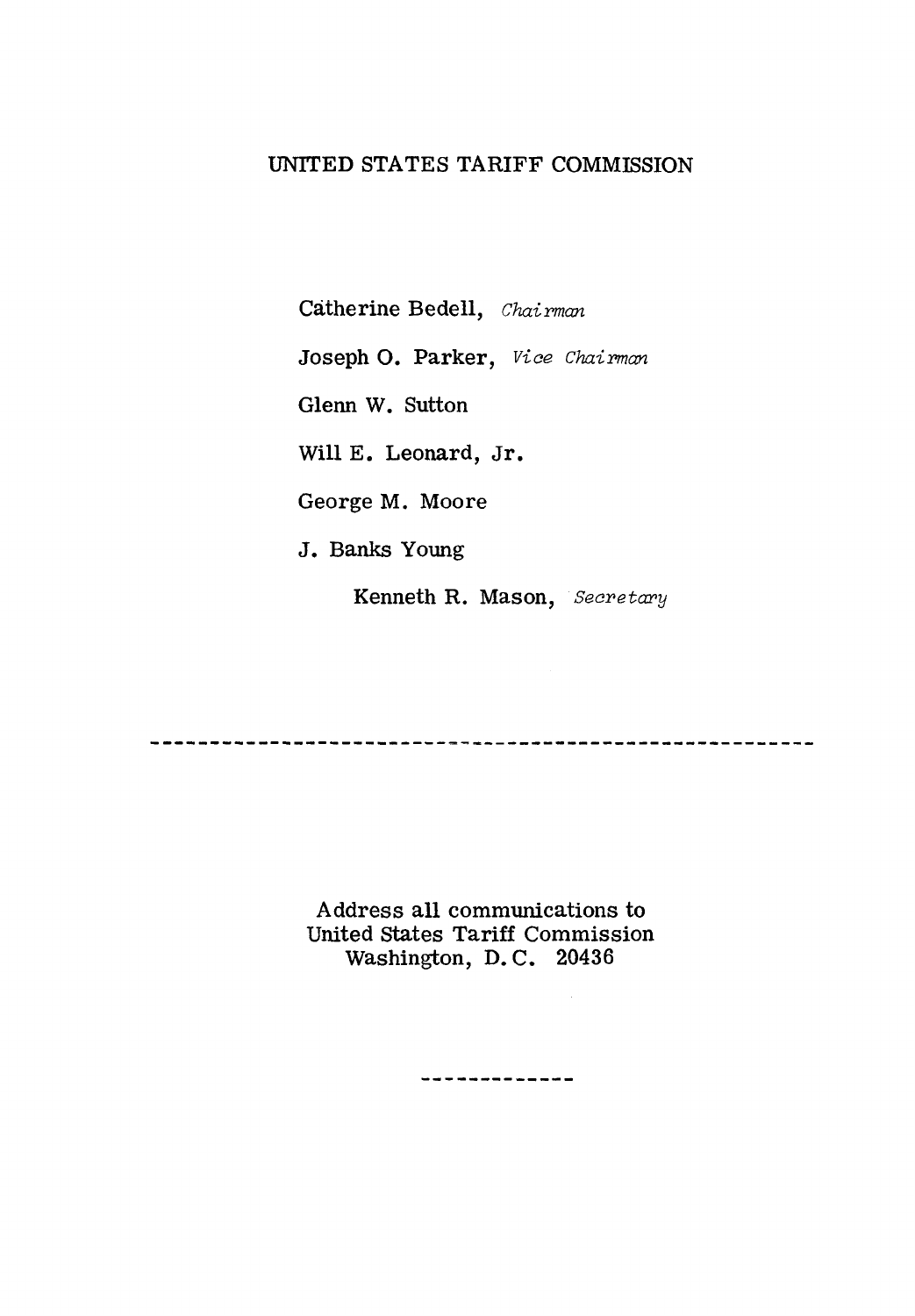UNITED STATES TARIFF COMMISSION

Catherine Bedell, *Chairman*

Joseph O. Parker, *Vice Chairman*

Glenn W. Sutton

Will E. Leonard, Jr.

George M. Moore

J. Banks Young

Kenneth R. Mason, *Secretary*

---

Address all communications to
United States Tariff Commission
Washington, D.C. 20436

---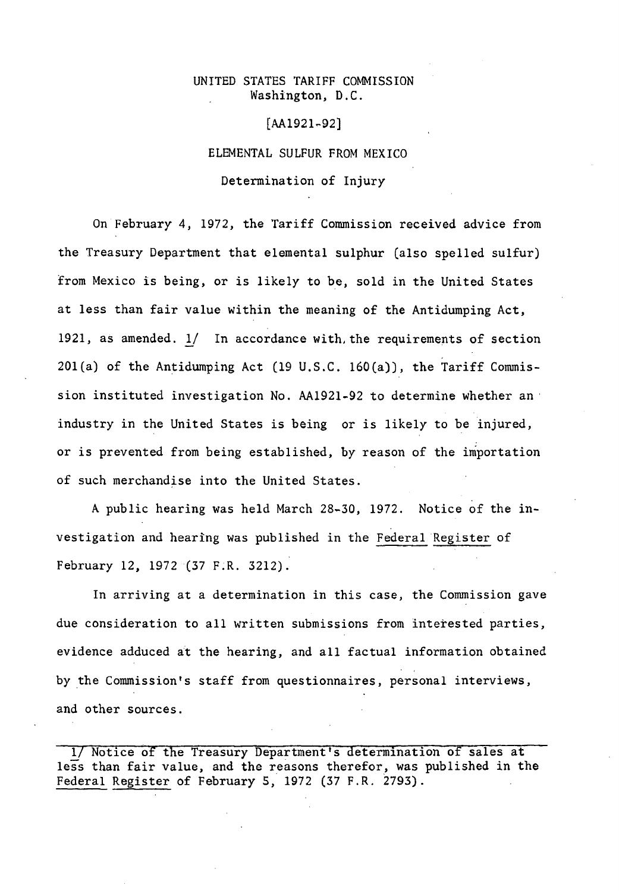UNITED STATES TARIFF COMMISSION
Washington, D.C.

[AA1921-92]

ELEMENTAL SULFUR FROM MEXICO

Determination of Injury

On February 4, 1972, the Tariff Commission received advice from the Treasury Department that elemental sulphur (also spelled sulfur) from Mexico is being, or is likely to be, sold in the United States at less than fair value within the meaning of the Antidumping Act, 1921, as amended. 1/ In accordance with the requirements of section 201(a) of the Antidumping Act (19 U.S.C. 160(a)), the Tariff Commission instituted investigation No. AA1921-92 to determine whether an industry in the United States is being or is likely to be injured, or is prevented from being established, by reason of the importation of such merchandise into the United States.

A public hearing was held March 28-30, 1972. Notice of the investigation and hearing was published in the Federal Register of February 12, 1972 (37 F.R. 3212).

In arriving at a determination in this case, the Commission gave due consideration to all written submissions from interested parties, evidence adduced at the hearing, and all factual information obtained by the Commission's staff from questionnaires, personal interviews, and other sources.

---

1/ Notice of the Treasury Department's determination of sales at less than fair value, and the reasons therefor, was published in the Federal Register of February 5, 1972 (37 F.R. 2793).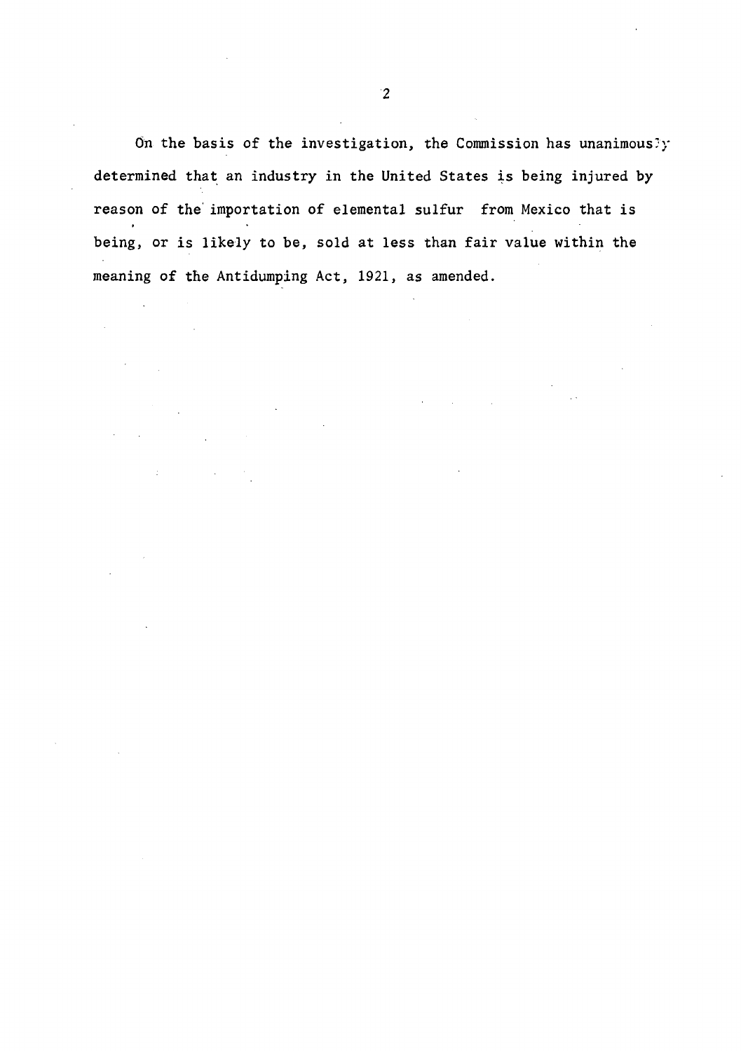On the basis of the investigation, the Commission has unanimously determined that an industry in the United States is being injured by reason of the importation of elemental sulfur from Mexico that is being, or is likely to be, sold at less than fair value within the meaning of the Antidumping Act, 1921, as amended.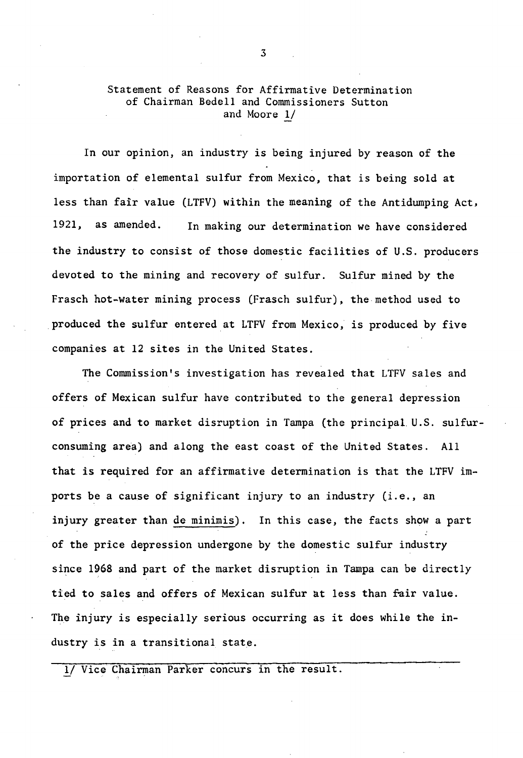Statement of Reasons for Affirmative Determination of Chairman Bedell and Commissioners Sutton and Moore 1/

In our opinion, an industry is being injured by reason of the importation of elemental sulfur from Mexico, that is being sold at less than fair value (LTFV) within the meaning of the Antidumping Act, 1921, as amended. In making our determination we have considered the industry to consist of those domestic facilities of U.S. producers devoted to the mining and recovery of sulfur. Sulfur mined by the Frasch hot-water mining process (Frasch sulfur), the method used to produced the sulfur entered at LTFV from Mexico, is produced by five companies at 12 sites in the United States.

The Commission's investigation has revealed that LTFV sales and offers of Mexican sulfur have contributed to the general depression of prices and to market disruption in Tampa (the principal U.S. sulfur-consuming area) and along the east coast of the United States. All that is required for an affirmative determination is that the LTFV imports be a cause of significant injury to an industry (i.e., an injury greater than de minimis). In this case, the facts show a part of the price depression undergone by the domestic sulfur industry since 1968 and part of the market disruption in Tampa can be directly tied to sales and offers of Mexican sulfur at less than fair value. The injury is especially serious occurring as it does while the industry is in a transitional state.

---

1/ Vice Chairman Parker concurs in the result.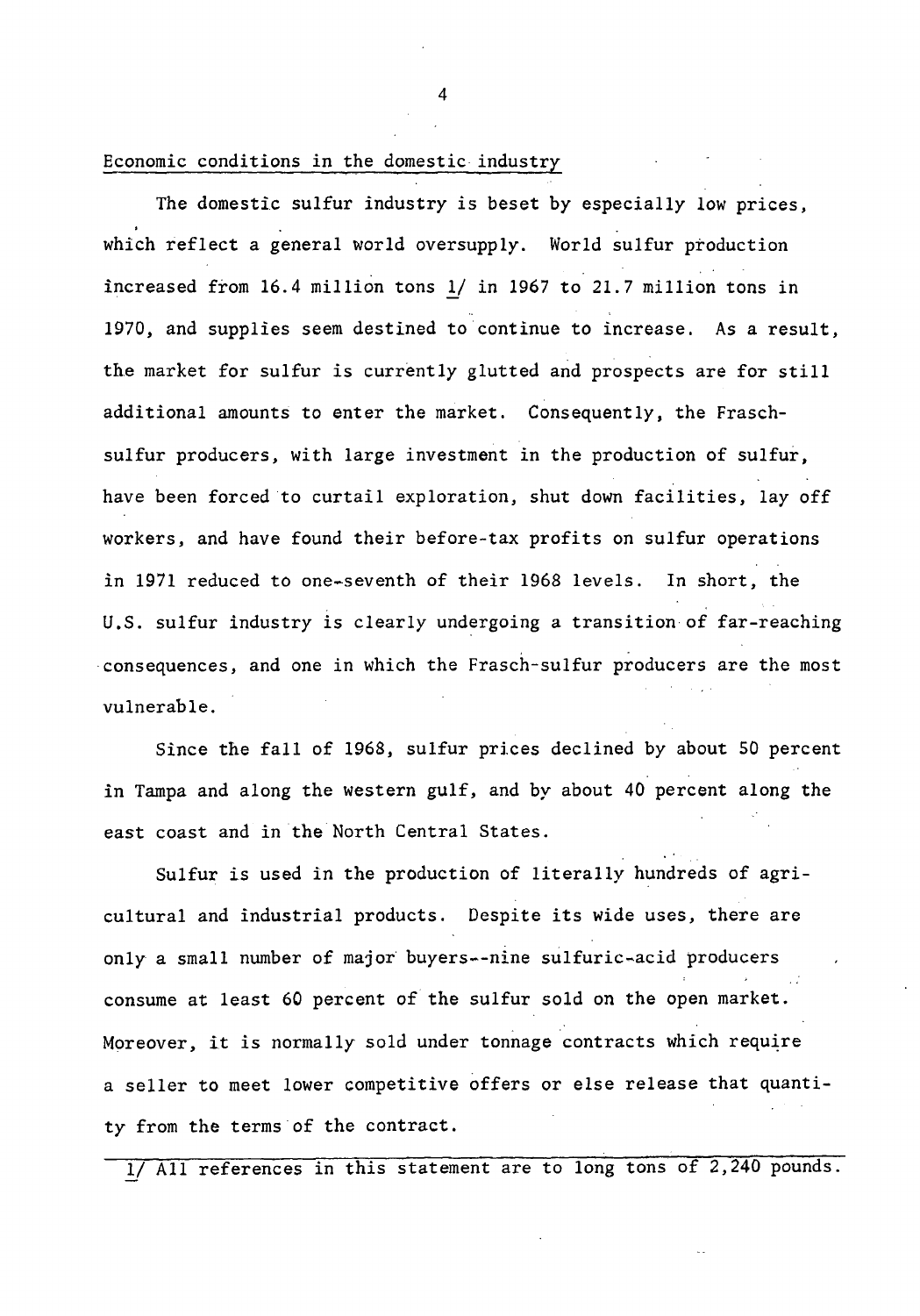## Economic conditions in the domestic industry

The domestic sulfur industry is beset by especially low prices, which reflect a general world oversupply. World sulfur production increased from 16.4 million tons 1/ in 1967 to 21.7 million tons in 1970, and supplies seem destined to continue to increase. As a result, the market for sulfur is currently glutted and prospects are for still additional amounts to enter the market. Consequently, the Frasch-sulfur producers, with large investment in the production of sulfur, have been forced to curtail exploration, shut down facilities, lay off workers, and have found their before-tax profits on sulfur operations in 1971 reduced to one-seventh of their 1968 levels. In short, the U.S. sulfur industry is clearly undergoing a transition of far-reaching consequences, and one in which the Frasch-sulfur producers are the most vulnerable.

Since the fall of 1968, sulfur prices declined by about 50 percent in Tampa and along the western gulf, and by about 40 percent along the east coast and in the North Central States.

Sulfur is used in the production of literally hundreds of agricultural and industrial products. Despite its wide uses, there are only a small number of major buyers--nine sulfuric-acid producers consume at least 60 percent of the sulfur sold on the open market. Moreover, it is normally sold under tonnage contracts which require a seller to meet lower competitive offers or else release that quantity from the terms of the contract.

---

1/ All references in this statement are to long tons of 2,240 pounds.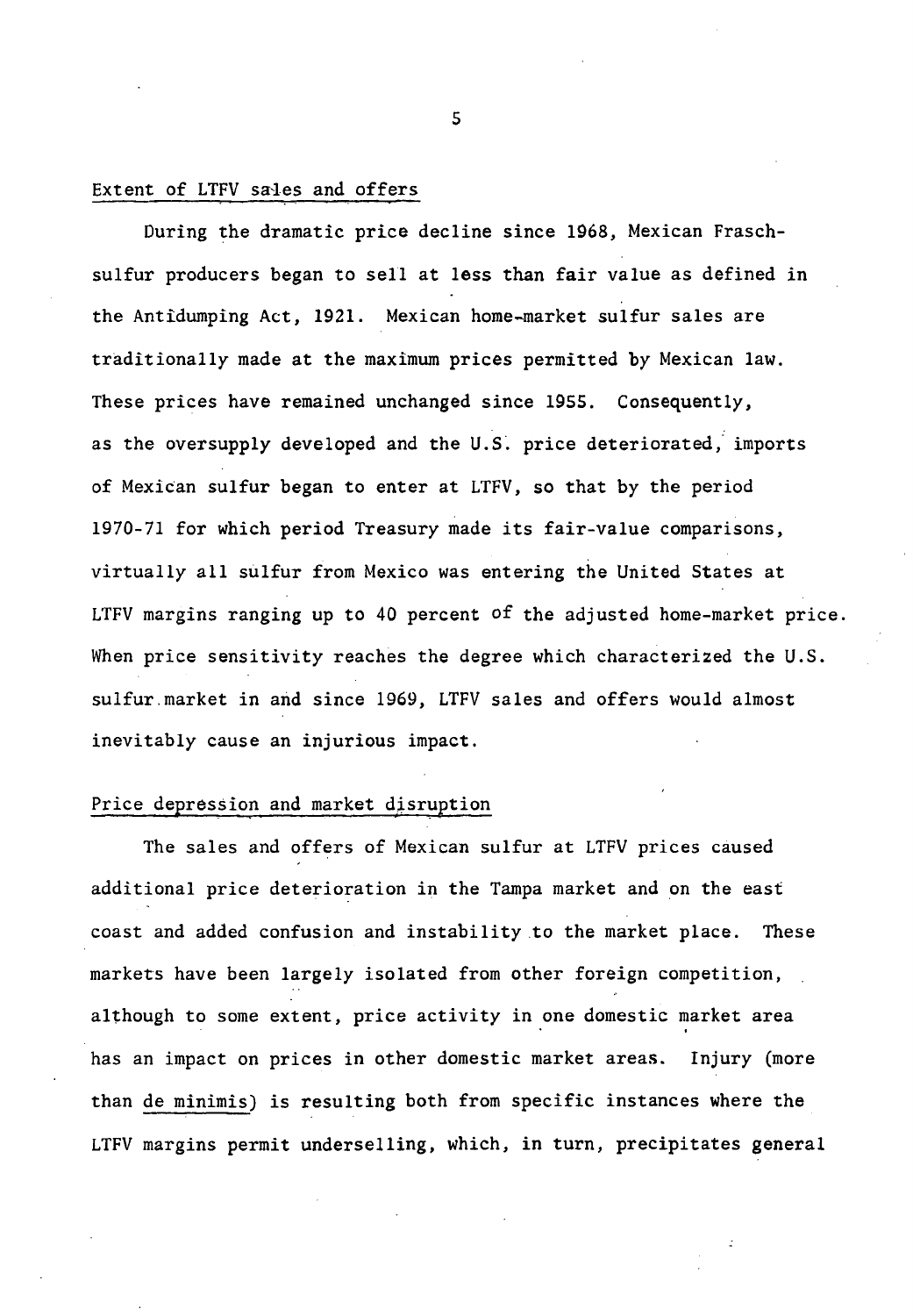## Extent of LTFV sales and offers

During the dramatic price decline since 1968, Mexican Frasch-sulfur producers began to sell at less than fair value as defined in the Antidumping Act, 1921. Mexican home-market sulfur sales are traditionally made at the maximum prices permitted by Mexican law. These prices have remained unchanged since 1955. Consequently, as the oversupply developed and the U.S. price deteriorated, imports of Mexican sulfur began to enter at LTFV, so that by the period 1970-71 for which period Treasury made its fair-value comparisons, virtually all sulfur from Mexico was entering the United States at LTFV margins ranging up to 40 percent of the adjusted home-market price. When price sensitivity reaches the degree which characterized the U.S. sulfur market in and since 1969, LTFV sales and offers would almost inevitably cause an injurious impact.

## Price depression and market disruption

The sales and offers of Mexican sulfur at LTFV prices caused additional price deterioration in the Tampa market and on the east coast and added confusion and instability to the market place. These markets have been largely isolated from other foreign competition, although to some extent, price activity in one domestic market area has an impact on prices in other domestic market areas. Injury (more than *de minimis*) is resulting both from specific instances where the LTFV margins permit underselling, which, in turn, precipitates general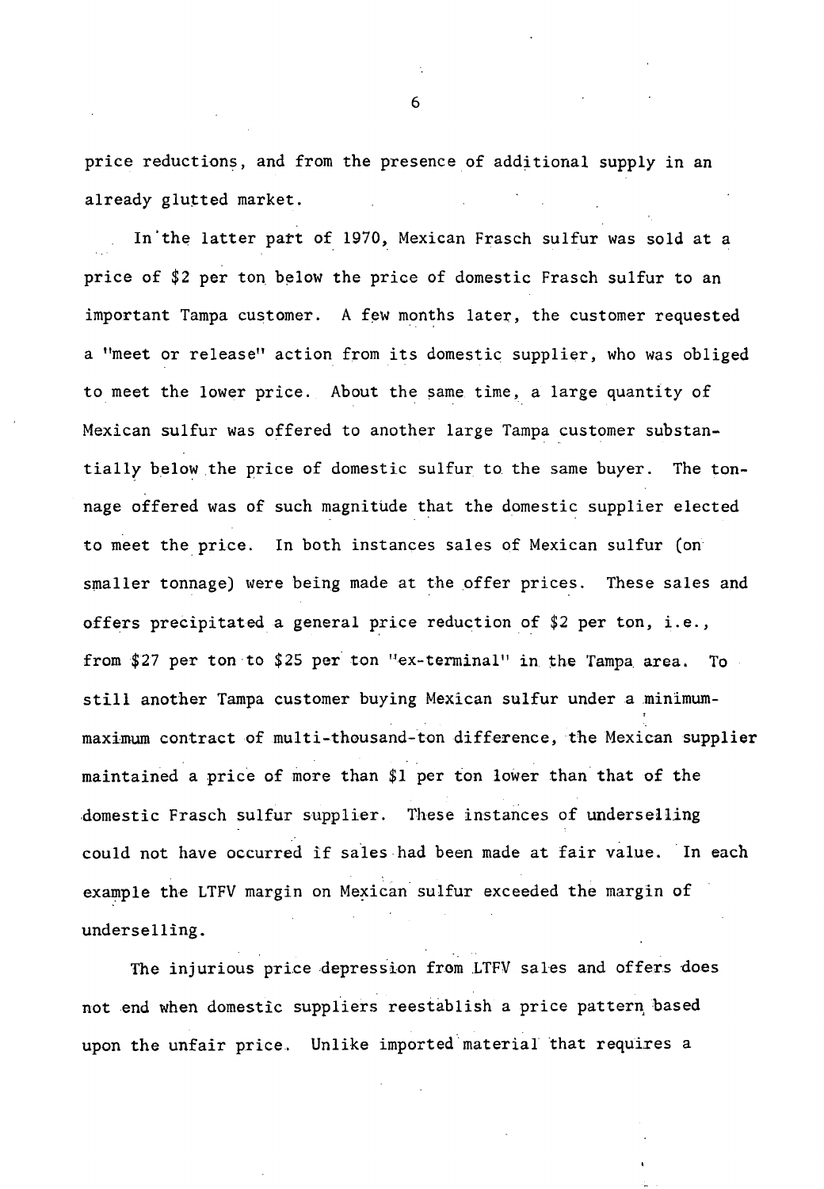price reductions, and from the presence of additional supply in an already glutted market.

In the latter part of 1970, Mexican Frasch sulfur was sold at a price of $2 per ton below the price of domestic Frasch sulfur to an important Tampa customer. A few months later, the customer requested a "meet or release" action from its domestic supplier, who was obliged to meet the lower price. About the same time, a large quantity of Mexican sulfur was offered to another large Tampa customer substantially below the price of domestic sulfur to the same buyer. The tonnage offered was of such magnitude that the domestic supplier elected to meet the price. In both instances sales of Mexican sulfur (on smaller tonnage) were being made at the offer prices. These sales and offers precipitated a general price reduction of $2 per ton, i.e., from $27 per ton to $25 per ton "ex-terminal" in the Tampa area. To still another Tampa customer buying Mexican sulfur under a minimum-maximum contract of multi-thousand-ton difference, the Mexican supplier maintained a price of more than $1 per ton lower than that of the domestic Frasch sulfur supplier. These instances of underselling could not have occurred if sales had been made at fair value. In each example the LTFV margin on Mexican sulfur exceeded the margin of underselling.

The injurious price depression from LTFV sales and offers does not end when domestic suppliers reestablish a price pattern based upon the unfair price. Unlike imported material that requires a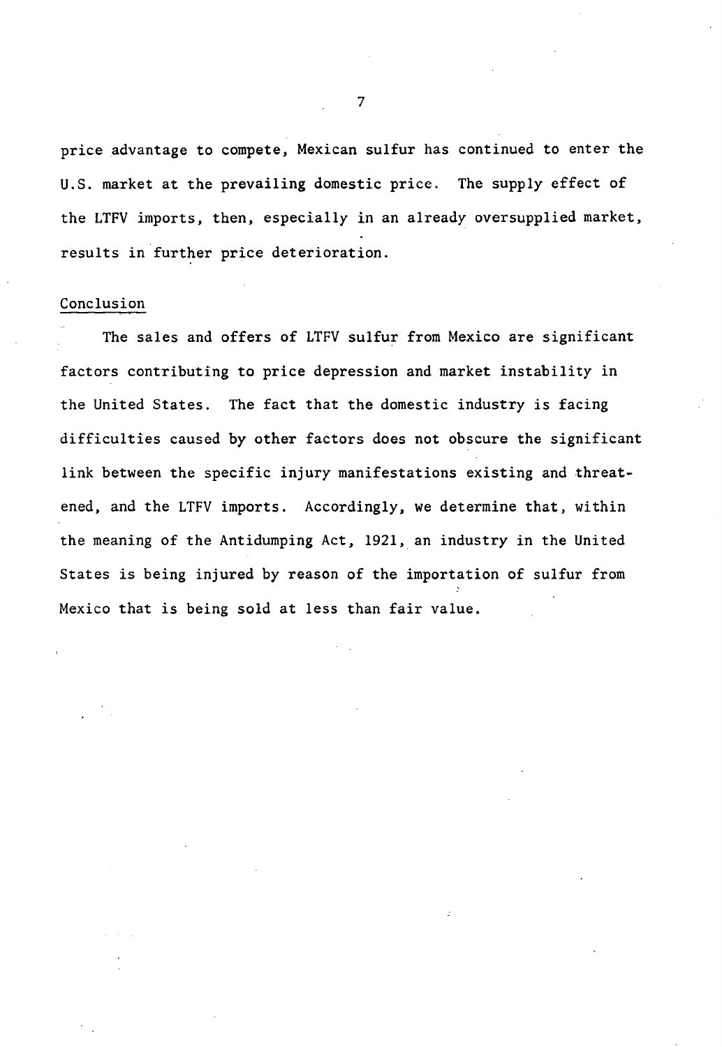price advantage to compete, Mexican sulfur has continued to enter the U.S. market at the prevailing domestic price. The supply effect of the LTFV imports, then, especially in an already oversupplied market, results in further price deterioration.

## Conclusion

The sales and offers of LTFV sulfur from Mexico are significant factors contributing to price depression and market instability in the United States. The fact that the domestic industry is facing difficulties caused by other factors does not obscure the significant link between the specific injury manifestations existing and threatened, and the LTFV imports. Accordingly, we determine that, within the meaning of the Antidumping Act, 1921, an industry in the United States is being injured by reason of the importation of sulfur from Mexico that is being sold at less than fair value.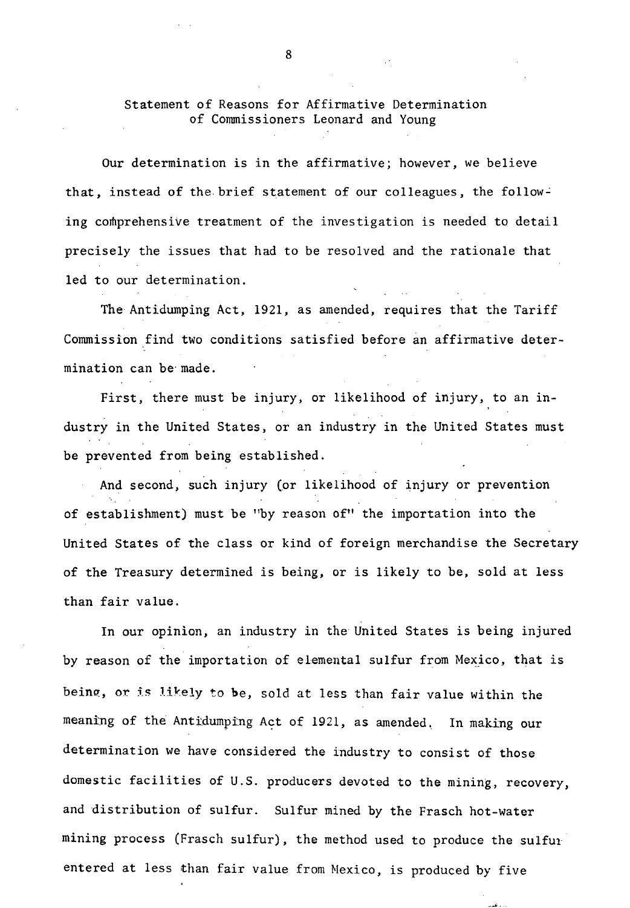## Statement of Reasons for Affirmative Determination of Commissioners Leonard and Young

Our determination is in the affirmative; however, we believe that, instead of the brief statement of our colleagues, the following comprehensive treatment of the investigation is needed to detail precisely the issues that had to be resolved and the rationale that led to our determination.

The Antidumping Act, 1921, as amended, requires that the Tariff Commission find two conditions satisfied before an affirmative determination can be made.

First, there must be injury, or likelihood of injury, to an industry in the United States, or an industry in the United States must be prevented from being established.

And second, such injury (or likelihood of injury or prevention of establishment) must be "by reason of" the importation into the United States of the class or kind of foreign merchandise the Secretary of the Treasury determined is being, or is likely to be, sold at less than fair value.

In our opinion, an industry in the United States is being injured by reason of the importation of elemental sulfur from Mexico, that is being, or is likely to be, sold at less than fair value within the meaning of the Antidumping Act of 1921, as amended. In making our determination we have considered the industry to consist of those domestic facilities of U.S. producers devoted to the mining, recovery, and distribution of sulfur. Sulfur mined by the Frasch hot-water mining process (Frasch sulfur), the method used to produce the sulfur entered at less than fair value from Mexico, is produced by five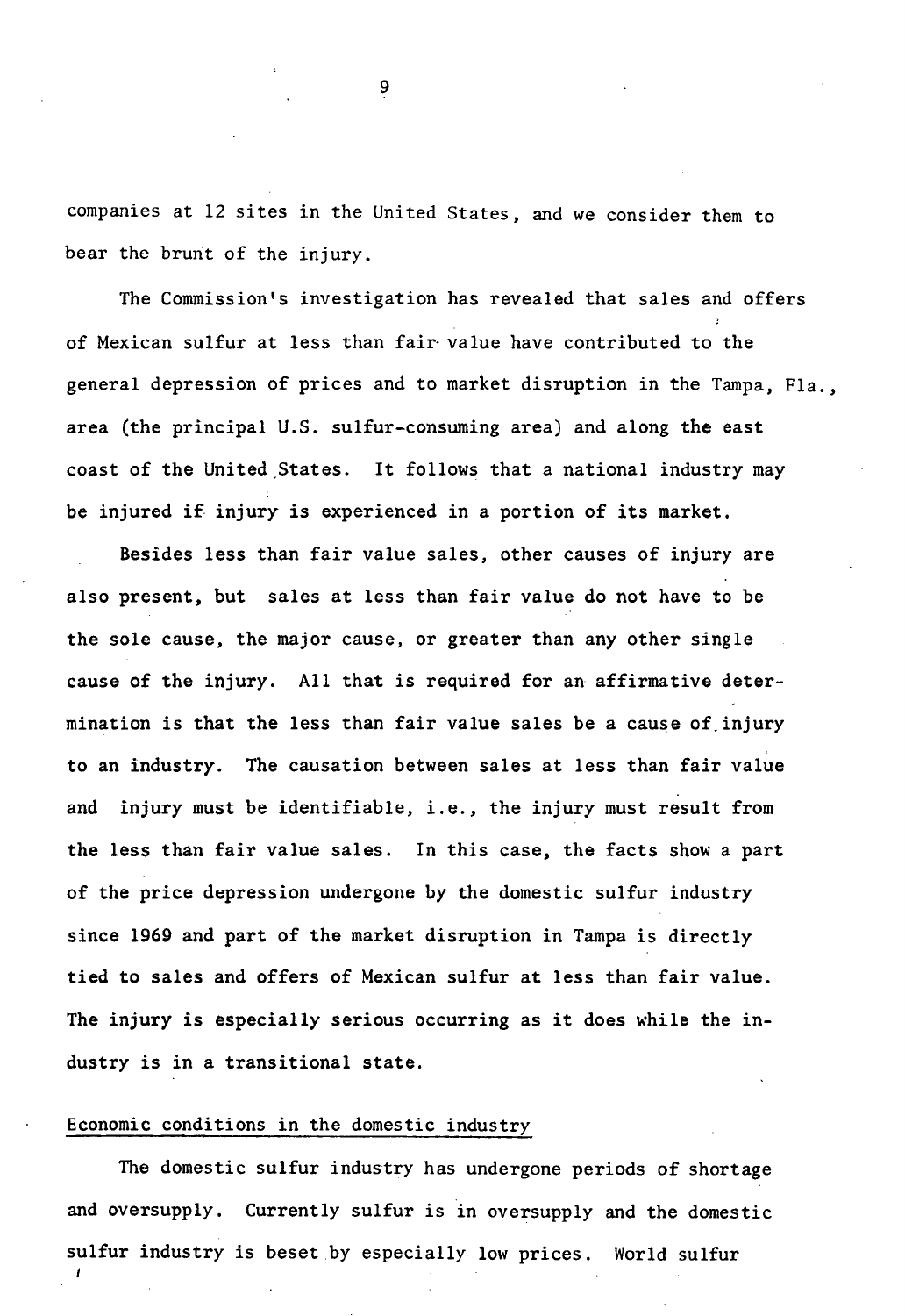companies at 12 sites in the United States, and we consider them to bear the brunt of the injury.

The Commission's investigation has revealed that sales and offers of Mexican sulfur at less than fair value have contributed to the general depression of prices and to market disruption in the Tampa, Fla., area (the principal U.S. sulfur-consuming area) and along the east coast of the United States. It follows that a national industry may be injured if injury is experienced in a portion of its market.

Besides less than fair value sales, other causes of injury are also present, but sales at less than fair value do not have to be the sole cause, the major cause, or greater than any other single cause of the injury. All that is required for an affirmative determination is that the less than fair value sales be a cause of injury to an industry. The causation between sales at less than fair value and injury must be identifiable, i.e., the injury must result from the less than fair value sales. In this case, the facts show a part of the price depression undergone by the domestic sulfur industry since 1969 and part of the market disruption in Tampa is directly tied to sales and offers of Mexican sulfur at less than fair value. The injury is especially serious occurring as it does while the industry is in a transitional state.

## Economic conditions in the domestic industry

The domestic sulfur industry has undergone periods of shortage and oversupply. Currently sulfur is in oversupply and the domestic sulfur industry is beset by especially low prices. World sulfur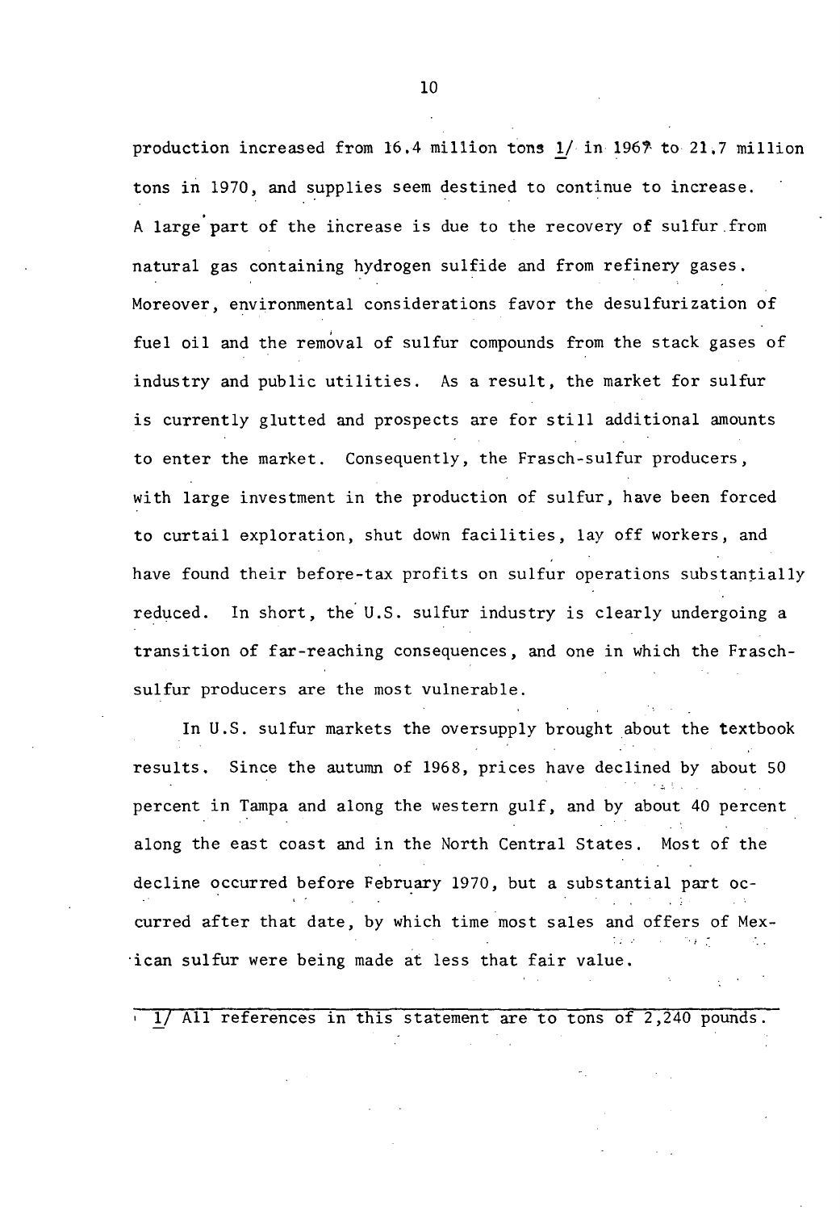production increased from 16.4 million tons 1/ in 1967 to 21.7 million tons in 1970, and supplies seem destined to continue to increase. A large part of the increase is due to the recovery of sulfur from natural gas containing hydrogen sulfide and from refinery gases. Moreover, environmental considerations favor the desulfurization of fuel oil and the removal of sulfur compounds from the stack gases of industry and public utilities. As a result, the market for sulfur is currently glutted and prospects are for still additional amounts to enter the market. Consequently, the Frasch-sulfur producers, with large investment in the production of sulfur, have been forced to curtail exploration, shut down facilities, lay off workers, and have found their before-tax profits on sulfur operations substantially reduced. In short, the U.S. sulfur industry is clearly undergoing a transition of far-reaching consequences, and one in which the Frasch-sulfur producers are the most vulnerable.

In U.S. sulfur markets the oversupply brought about the textbook results. Since the autumn of 1968, prices have declined by about 50 percent in Tampa and along the western gulf, and by about 40 percent along the east coast and in the North Central States. Most of the decline occurred before February 1970, but a substantial part occurred after that date, by which time most sales and offers of Mexican sulfur were being made at less that fair value.

---

1/ All references in this statement are to tons of 2,240 pounds.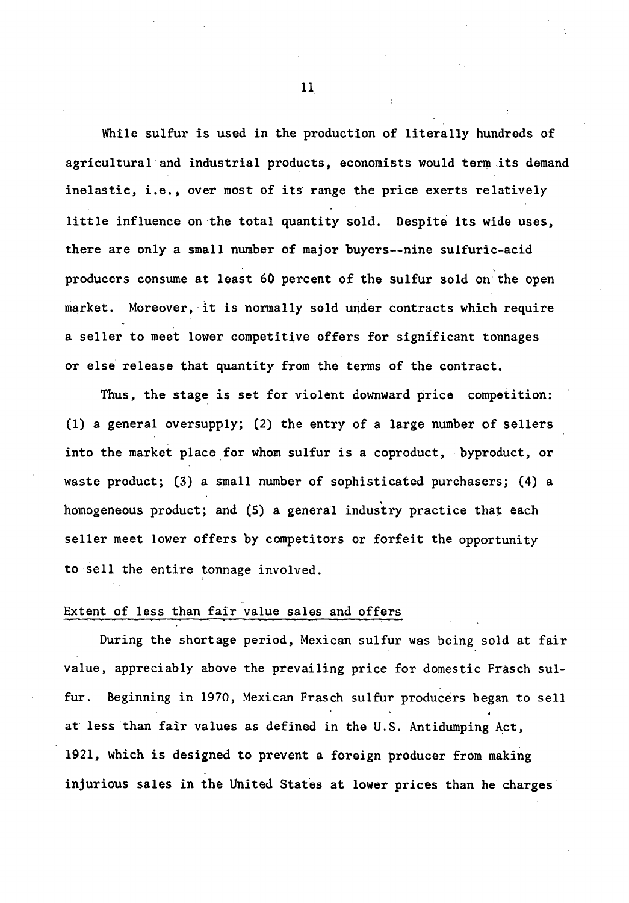While sulfur is used in the production of literally hundreds of agricultural and industrial products, economists would term its demand inelastic, i.e., over most of its range the price exerts relatively little influence on the total quantity sold. Despite its wide uses, there are only a small number of major buyers--nine sulfuric-acid producers consume at least 60 percent of the sulfur sold on the open market. Moreover, it is normally sold under contracts which require a seller to meet lower competitive offers for significant tonnages or else release that quantity from the terms of the contract.

Thus, the stage is set for violent downward price competition: (1) a general oversupply; (2) the entry of a large number of sellers into the market place for whom sulfur is a coproduct, byproduct, or waste product; (3) a small number of sophisticated purchasers; (4) a homogeneous product; and (5) a general industry practice that each seller meet lower offers by competitors or forfeit the opportunity to sell the entire tonnage involved.

Extent of less than fair value sales and offers

During the shortage period, Mexican sulfur was being sold at fair value, appreciably above the prevailing price for domestic Frasch sulfur. Beginning in 1970, Mexican Frasch sulfur producers began to sell at less than fair values as defined in the U.S. Antidumping Act, 1921, which is designed to prevent a foreign producer from making injurious sales in the United States at lower prices than he charges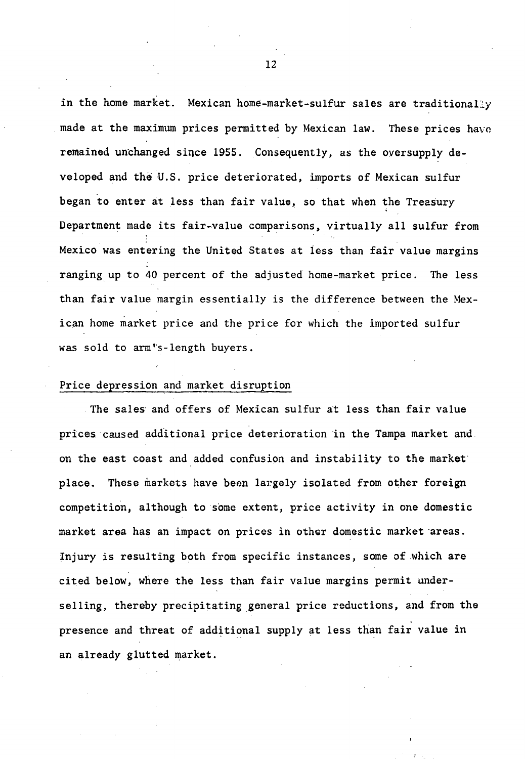in the home market. Mexican home-market-sulfur sales are traditionally made at the maximum prices permitted by Mexican law. These prices have remained unchanged since 1955. Consequently, as the oversupply developed and the U.S. price deteriorated, imports of Mexican sulfur began to enter at less than fair value, so that when the Treasury Department made its fair-value comparisons, virtually all sulfur from Mexico was entering the United States at less than fair value margins ranging up to 40 percent of the adjusted home-market price. The less than fair value margin essentially is the difference between the Mexican home market price and the price for which the imported sulfur was sold to arm's-length buyers.

Price depression and market disruption

The sales and offers of Mexican sulfur at less than fair value prices caused additional price deterioration in the Tampa market and on the east coast and added confusion and instability to the market place. These markets have been largely isolated from other foreign competition, although to some extent, price activity in one domestic market area has an impact on prices in other domestic market areas. Injury is resulting both from specific instances, some of which are cited below, where the less than fair value margins permit underselling, thereby precipitating general price reductions, and from the presence and threat of additional supply at less than fair value in an already glutted market.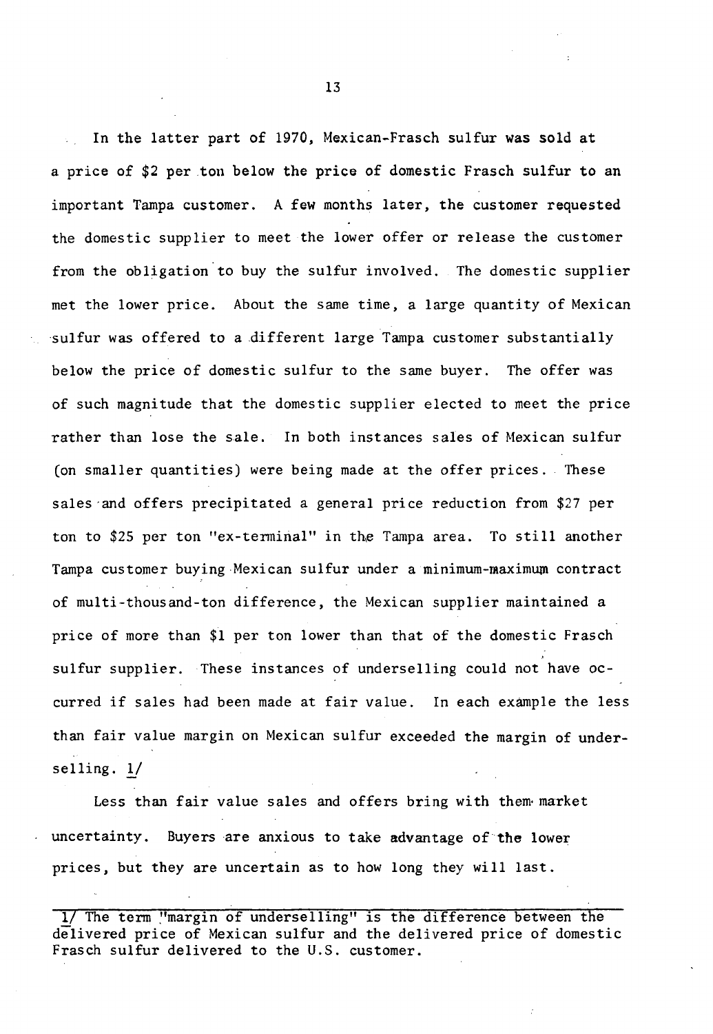In the latter part of 1970, Mexican-Frasch sulfur was sold at a price of $2 per ton below the price of domestic Frasch sulfur to an important Tampa customer. A few months later, the customer requested the domestic supplier to meet the lower offer or release the customer from the obligation to buy the sulfur involved. The domestic supplier met the lower price. About the same time, a large quantity of Mexican sulfur was offered to a different large Tampa customer substantially below the price of domestic sulfur to the same buyer. The offer was of such magnitude that the domestic supplier elected to meet the price rather than lose the sale. In both instances sales of Mexican sulfur (on smaller quantities) were being made at the offer prices. These sales and offers precipitated a general price reduction from $27 per ton to $25 per ton "ex-terminal" in the Tampa area. To still another Tampa customer buying Mexican sulfur under a minimum-maximum contract of multi-thousand-ton difference, the Mexican supplier maintained a price of more than $1 per ton lower than that of the domestic Frasch sulfur supplier. These instances of underselling could not have occurred if sales had been made at fair value. In each example the less than fair value margin on Mexican sulfur exceeded the margin of underselling. 1/

Less than fair value sales and offers bring with them market uncertainty. Buyers are anxious to take advantage of the lower prices, but they are uncertain as to how long they will last.

---

1/ The term "margin of underselling" is the difference between the delivered price of Mexican sulfur and the delivered price of domestic Frasch sulfur delivered to the U.S. customer.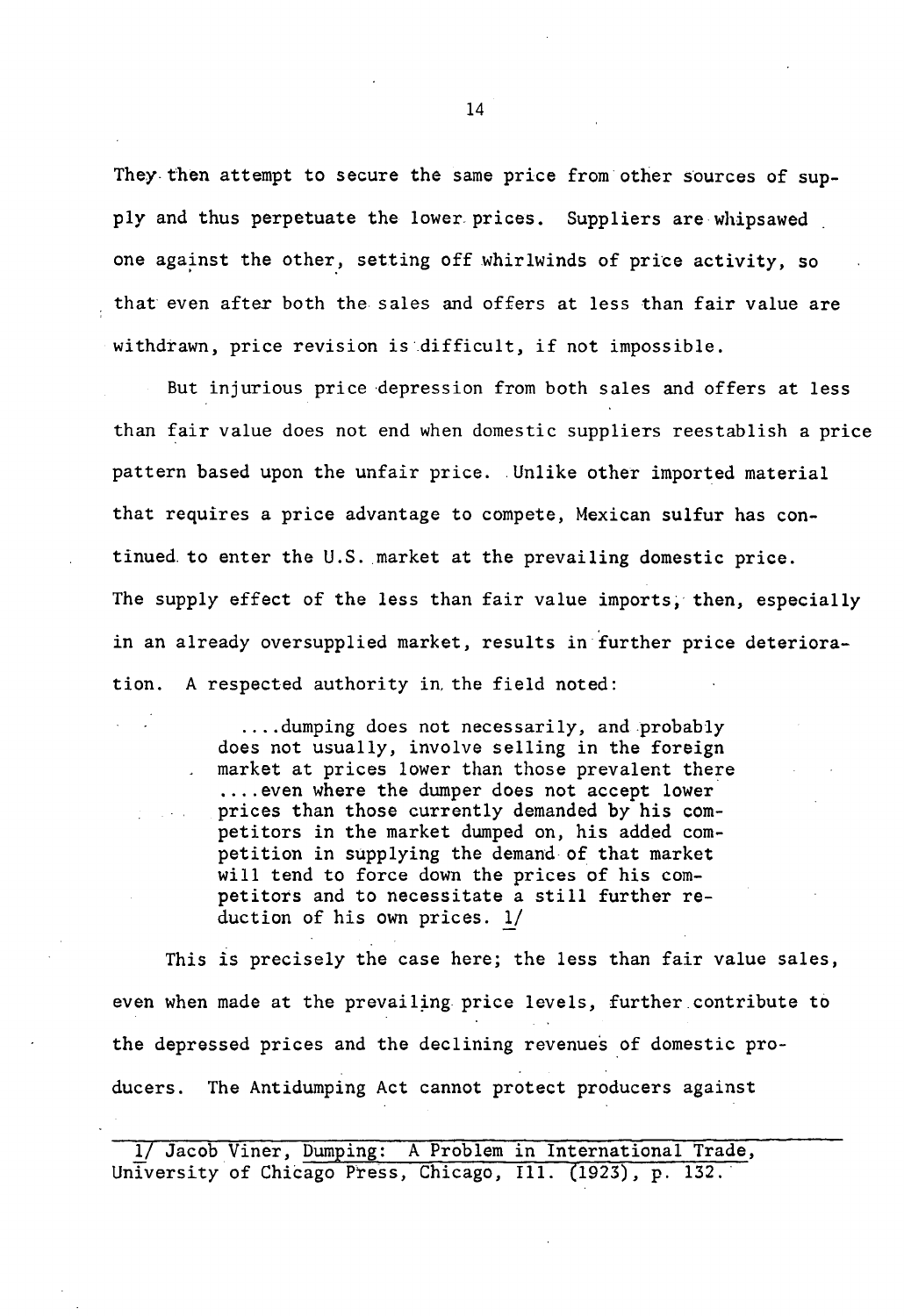They then attempt to secure the same price from other sources of supply and thus perpetuate the lower prices. Suppliers are whipsawed one against the other, setting off whirlwinds of price activity, so that even after both the sales and offers at less than fair value are withdrawn, price revision is difficult, if not impossible.

But injurious price depression from both sales and offers at less than fair value does not end when domestic suppliers reestablish a price pattern based upon the unfair price. Unlike other imported material that requires a price advantage to compete, Mexican sulfur has continued to enter the U.S. market at the prevailing domestic price. The supply effect of the less than fair value imports, then, especially in an already oversupplied market, results in further price deterioration. A respected authority in the field noted:

> ....dumping does not necessarily, and probably does not usually, involve selling in the foreign market at prices lower than those prevalent there ....even where the dumper does not accept lower prices than those currently demanded by his competitors in the market dumped on, his added competition in supplying the demand of that market will tend to force down the prices of his competitors and to necessitate a still further reduction of his own prices. 1/

This is precisely the case here; the less than fair value sales, even when made at the prevailing price levels, further contribute to the depressed prices and the declining revenues of domestic producers. The Antidumping Act cannot protect producers against

---

1/ Jacob Viner, Dumping: A Problem in International Trade, University of Chicago Press, Chicago, Ill. (1923), p. 132.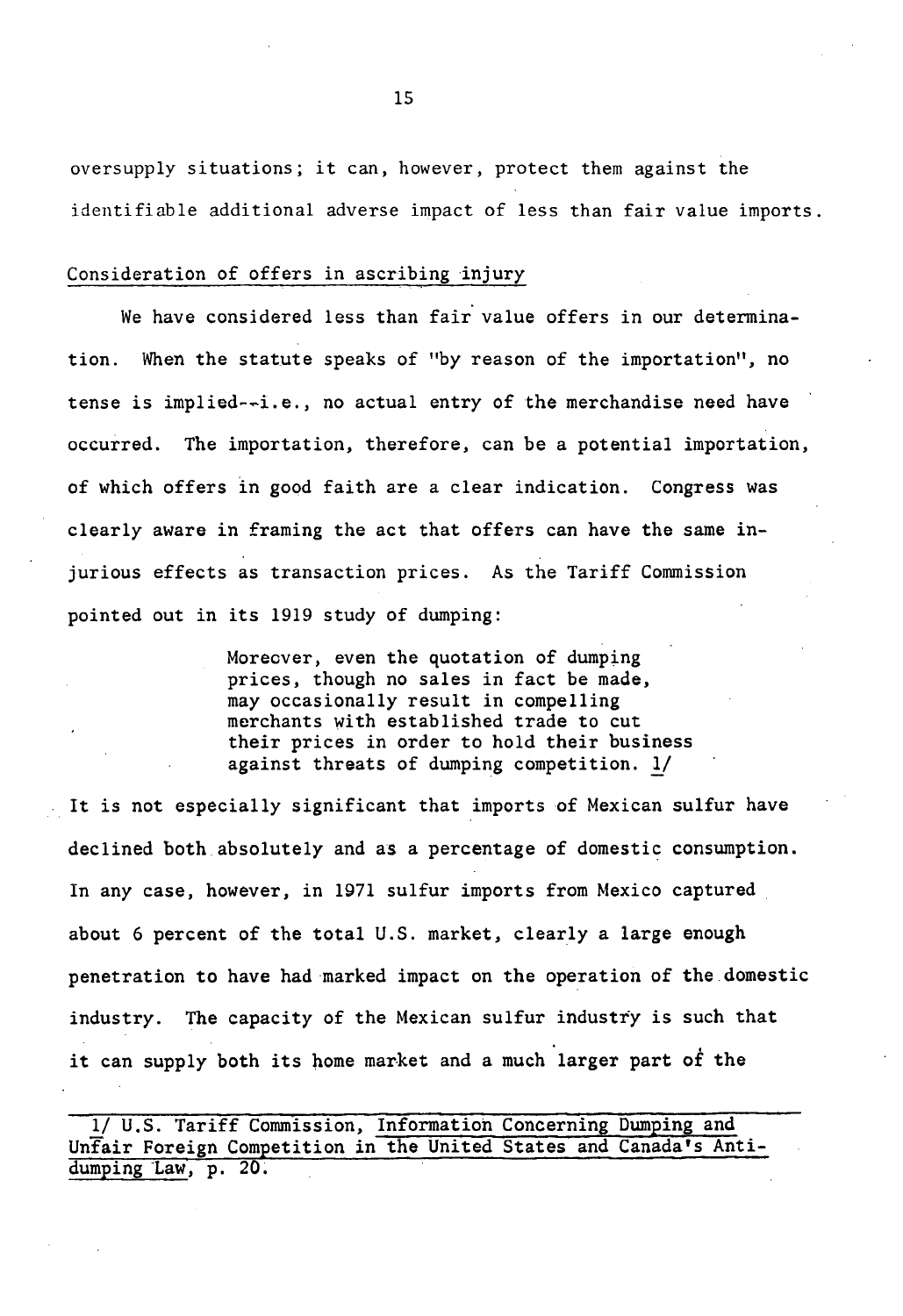oversupply situations; it can, however, protect them against the identifiable additional adverse impact of less than fair value imports.

Consideration of offers in ascribing injury

We have considered less than fair value offers in our determination. When the statute speaks of "by reason of the importation", no tense is implied--i.e., no actual entry of the merchandise need have occurred. The importation, therefore, can be a potential importation, of which offers in good faith are a clear indication. Congress was clearly aware in framing the act that offers can have the same injurious effects as transaction prices. As the Tariff Commission pointed out in its 1919 study of dumping:

> Moreover, even the quotation of dumping prices, though no sales in fact be made, may occasionally result in compelling merchants with established trade to cut their prices in order to hold their business against threats of dumping competition. 1/

It is not especially significant that imports of Mexican sulfur have declined both absolutely and as a percentage of domestic consumption. In any case, however, in 1971 sulfur imports from Mexico captured about 6 percent of the total U.S. market, clearly a large enough penetration to have had marked impact on the operation of the domestic industry. The capacity of the Mexican sulfur industry is such that it can supply both its home market and a much larger part of the

---

1/ U.S. Tariff Commission, Information Concerning Dumping and Unfair Foreign Competition in the United States and Canada's Antidumping Law, p. 20.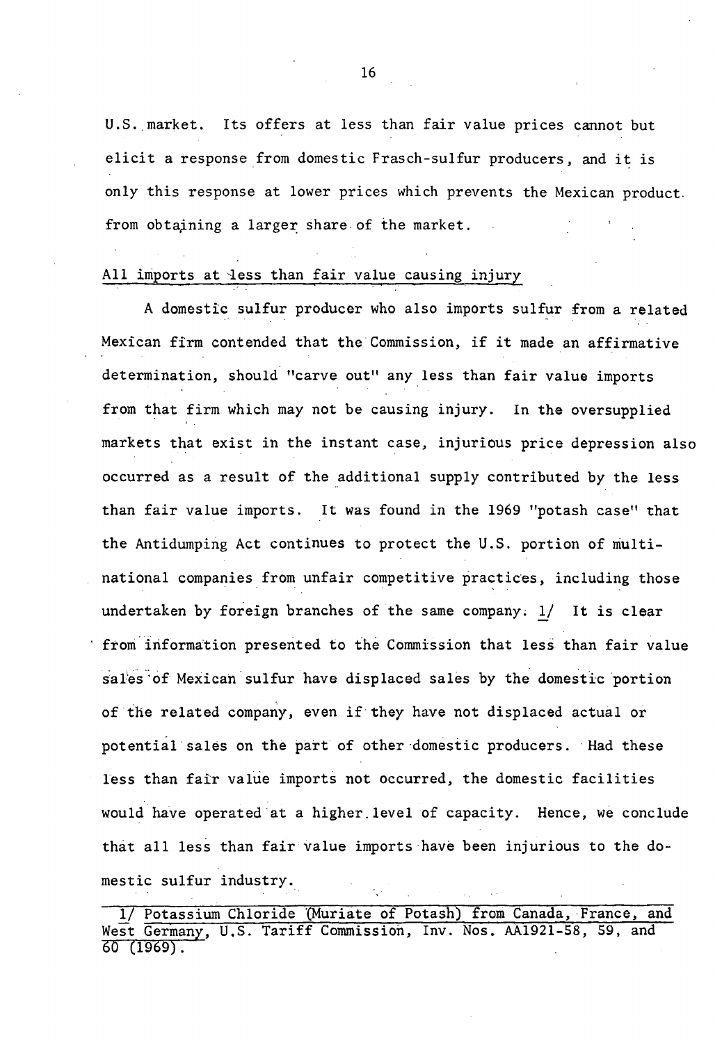U.S. market. Its offers at less than fair value prices cannot but elicit a response from domestic Frasch-sulfur producers, and it is only this response at lower prices which prevents the Mexican product from obtaining a larger share of the market.

<u>All imports at less than fair value causing injury</u>

A domestic sulfur producer who also imports sulfur from a related Mexican firm contended that the Commission, if it made an affirmative determination, should "carve out" any less than fair value imports from that firm which may not be causing injury. In the oversupplied markets that exist in the instant case, injurious price depression also occurred as a result of the additional supply contributed by the less than fair value imports. It was found in the 1969 "potash case" that the Antidumping Act continues to protect the U.S. portion of multinational companies from unfair competitive practices, including those undertaken by foreign branches of the same company. 1/ It is clear from information presented to the Commission that less than fair value sales of Mexican sulfur have displaced sales by the domestic portion of the related company, even if they have not displaced actual or potential sales on the part of other domestic producers. Had these less than fair value imports not occurred, the domestic facilities would have operated at a higher level of capacity. Hence, we conclude that all less than fair value imports have been injurious to the domestic sulfur industry.

1/ <u>Potassium Chloride (Muriate of Potash) from Canada, France, and West Germany</u>, U.S. Tariff Commission, Inv. Nos. AA1921-58, 59, and 60 (1969).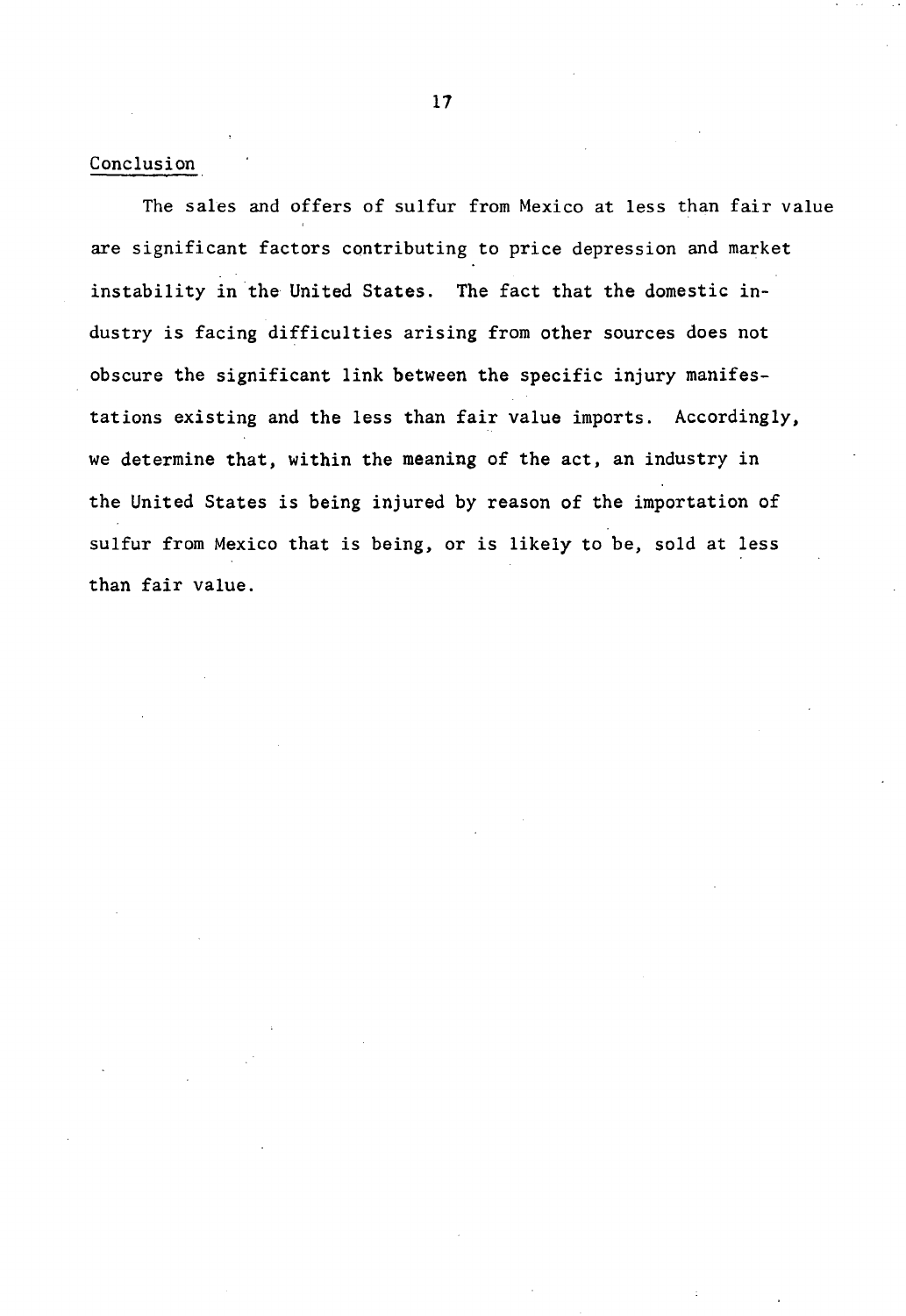## Conclusion

The sales and offers of sulfur from Mexico at less than fair value are significant factors contributing to price depression and market instability in the United States. The fact that the domestic industry is facing difficulties arising from other sources does not obscure the significant link between the specific injury manifestations existing and the less than fair value imports. Accordingly, we determine that, within the meaning of the act, an industry in the United States is being injured by reason of the importation of sulfur from Mexico that is being, or is likely to be, sold at less than fair value.